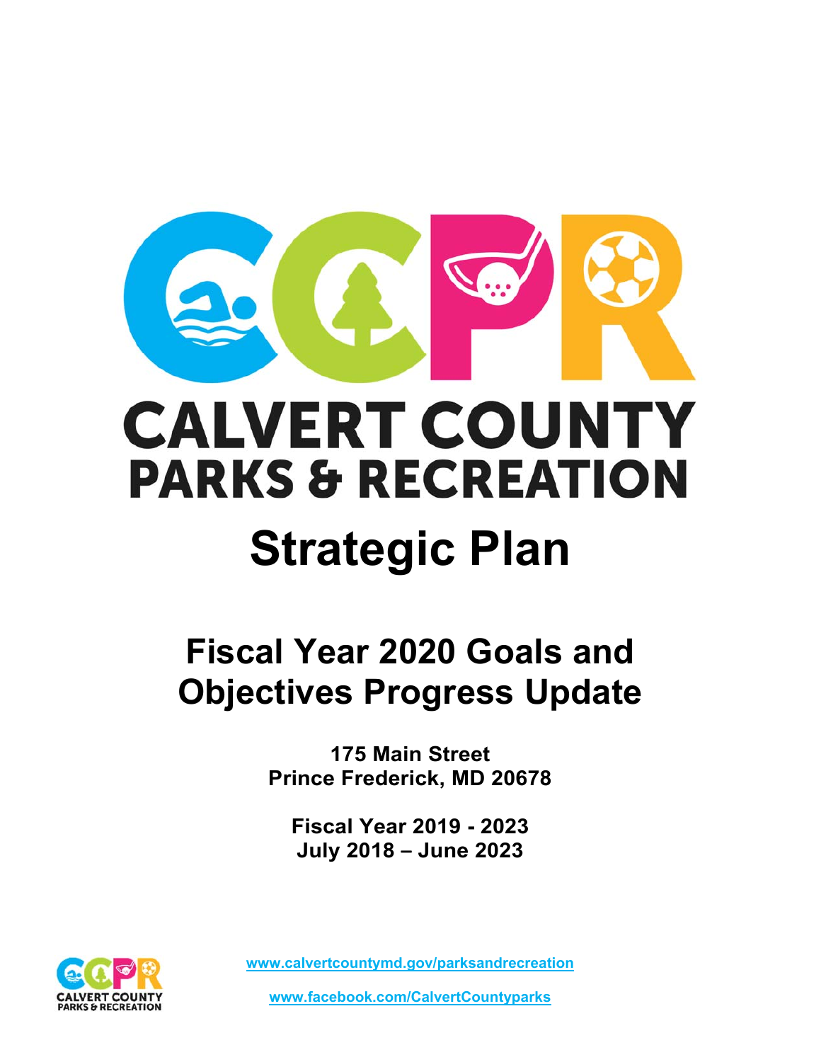# CALVERT COUNTY PARKS & RECREATION

# Strategic Plan

## Fiscal Year 2020 Goals and Objectives Progress Update

**175 Main Street**
**Prince Frederick, MD 20678**

**Fiscal Year 2019 - 2023**
**July 2018 – June 2023**

www.calvertcountymd.gov/parksandrecreation

www.facebook.com/CalvertCountyparks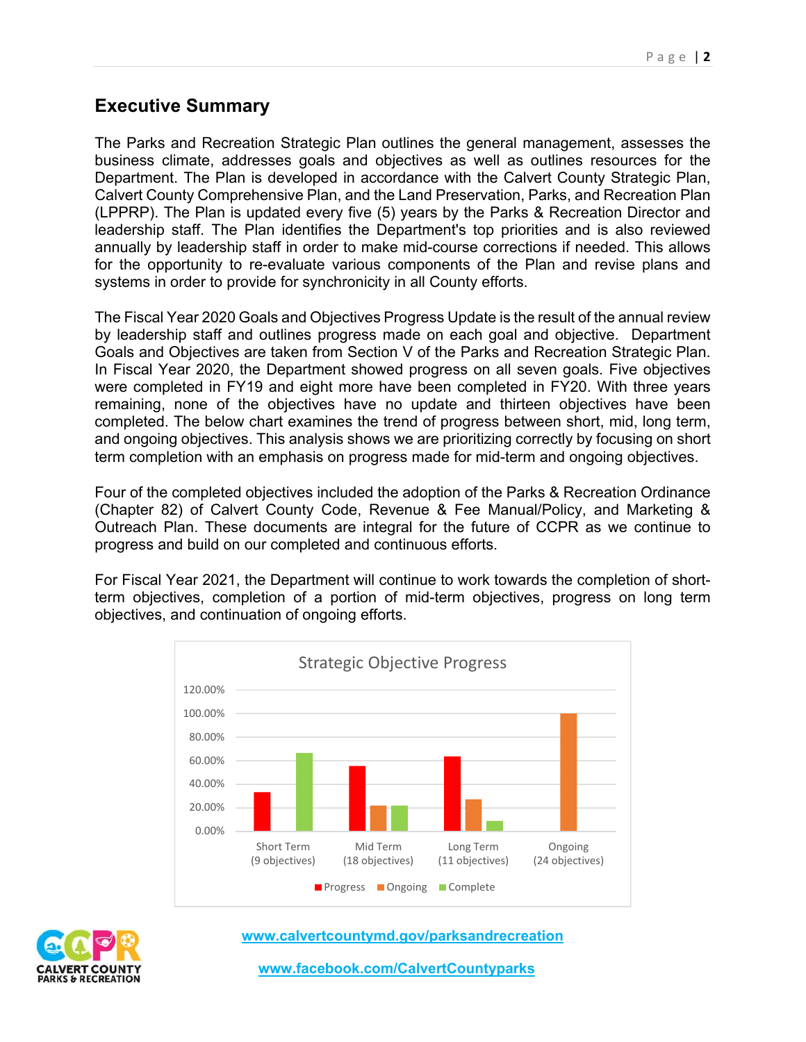## Executive Summary

The Parks and Recreation Strategic Plan outlines the general management, assesses the business climate, addresses goals and objectives as well as outlines resources for the Department. The Plan is developed in accordance with the Calvert County Strategic Plan, Calvert County Comprehensive Plan, and the Land Preservation, Parks, and Recreation Plan (LPPRP). The Plan is updated every five (5) years by the Parks & Recreation Director and leadership staff. The Plan identifies the Department's top priorities and is also reviewed annually by leadership staff in order to make mid-course corrections if needed. This allows for the opportunity to re-evaluate various components of the Plan and revise plans and systems in order to provide for synchronicity in all County efforts.

The Fiscal Year 2020 Goals and Objectives Progress Update is the result of the annual review by leadership staff and outlines progress made on each goal and objective. Department Goals and Objectives are taken from Section V of the Parks and Recreation Strategic Plan. In Fiscal Year 2020, the Department showed progress on all seven goals. Five objectives were completed in FY19 and eight more have been completed in FY20. With three years remaining, none of the objectives have no update and thirteen objectives have been completed. The below chart examines the trend of progress between short, mid, long term, and ongoing objectives. This analysis shows we are prioritizing correctly by focusing on short term completion with an emphasis on progress made for mid-term and ongoing objectives.

Four of the completed objectives included the adoption of the Parks & Recreation Ordinance (Chapter 82) of Calvert County Code, Revenue & Fee Manual/Policy, and Marketing & Outreach Plan. These documents are integral for the future of CCPR as we continue to progress and build on our completed and continuous efforts.

For Fiscal Year 2021, the Department will continue to work towards the completion of short-term objectives, completion of a portion of mid-term objectives, progress on long term objectives, and continuation of ongoing efforts.

**Strategic Objective Progress**

| | Progress | Ongoing | Complete |
|---|---|---|---|
| Short Term (9 objectives) | ~33% | 0% | ~67% |
| Mid Term (18 objectives) | ~56% | ~22% | ~22% |
| Long Term (11 objectives) | ~64% | ~27% | ~9% |
| Ongoing (24 objectives) | 0% | 100% | 0% |

www.calvertcountymd.gov/parksandrecreation

www.facebook.com/CalvertCountyparks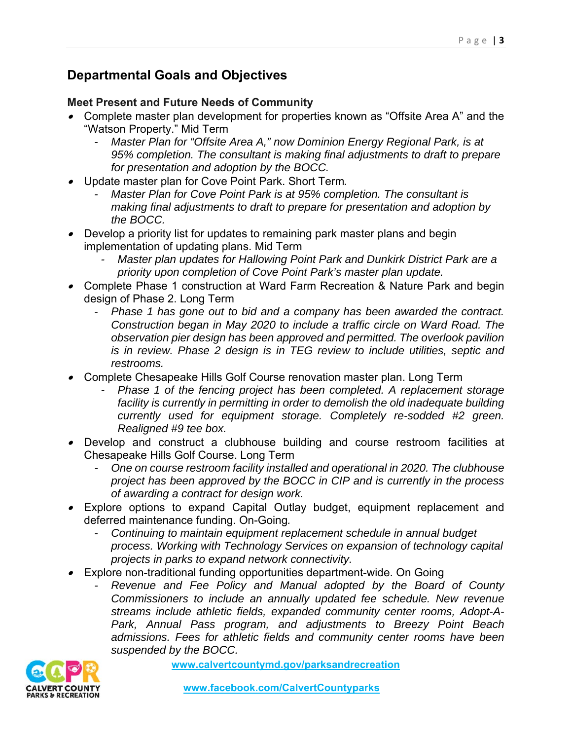## Departmental Goals and Objectives

### Meet Present and Future Needs of Community

- Complete master plan development for properties known as "Offsite Area A" and the "Watson Property." Mid Term
  - *Master Plan for "Offsite Area A," now Dominion Energy Regional Park, is at 95% completion. The consultant is making final adjustments to draft to prepare for presentation and adoption by the BOCC.*
- Update master plan for Cove Point Park. Short Term*.*
  - *Master Plan for Cove Point Park is at 95% completion. The consultant is making final adjustments to draft to prepare for presentation and adoption by the BOCC.*
- Develop a priority list for updates to remaining park master plans and begin implementation of updating plans. Mid Term
  - *Master plan updates for Hallowing Point Park and Dunkirk District Park are a priority upon completion of Cove Point Park's master plan update.*
- Complete Phase 1 construction at Ward Farm Recreation & Nature Park and begin design of Phase 2. Long Term
  - *Phase 1 has gone out to bid and a company has been awarded the contract. Construction began in May 2020 to include a traffic circle on Ward Road. The observation pier design has been approved and permitted. The overlook pavilion is in review. Phase 2 design is in TEG review to include utilities, septic and restrooms.*
- Complete Chesapeake Hills Golf Course renovation master plan. Long Term
  - *Phase 1 of the fencing project has been completed. A replacement storage facility is currently in permitting in order to demolish the old inadequate building currently used for equipment storage. Completely re-sodded #2 green. Realigned #9 tee box.*
- Develop and construct a clubhouse building and course restroom facilities at Chesapeake Hills Golf Course. Long Term
  - *One on course restroom facility installed and operational in 2020. The clubhouse project has been approved by the BOCC in CIP and is currently in the process of awarding a contract for design work.*
- Explore options to expand Capital Outlay budget, equipment replacement and deferred maintenance funding. On-Going*.*
  - *Continuing to maintain equipment replacement schedule in annual budget process. Working with Technology Services on expansion of technology capital projects in parks to expand network connectivity.*
- Explore non-traditional funding opportunities department-wide. On Going
  - *Revenue and Fee Policy and Manual adopted by the Board of County Commissioners to include an annually updated fee schedule. New revenue streams include athletic fields, expanded community center rooms, Adopt-A-Park, Annual Pass program, and adjustments to Breezy Point Beach admissions. Fees for athletic fields and community center rooms have been suspended by the BOCC.*

www.calvertcountymd.gov/parksandrecreation

www.facebook.com/CalvertCountyparks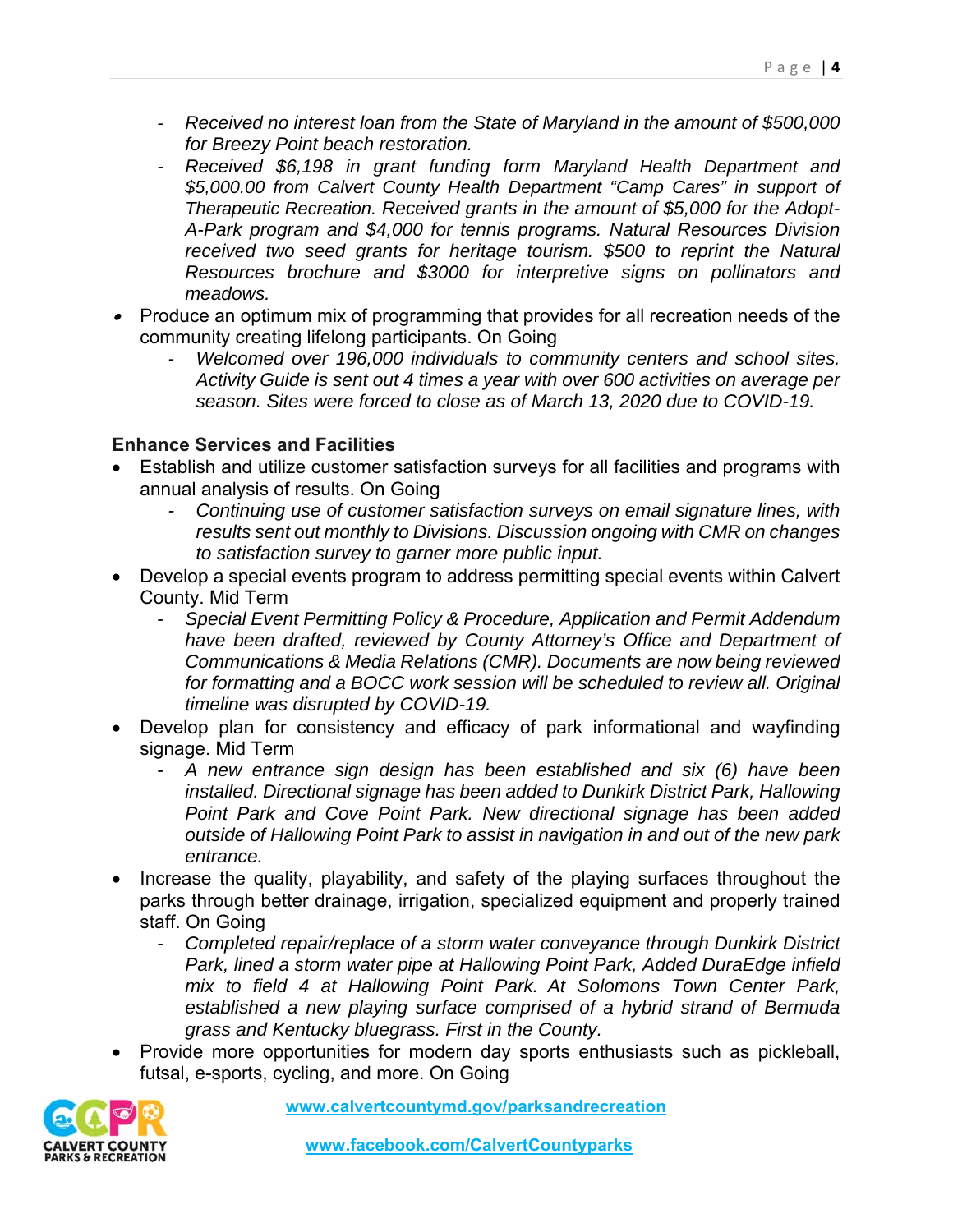- *Received no interest loan from the State of Maryland in the amount of $500,000 for Breezy Point beach restoration.*
    - *Received $6,198 in grant funding form Maryland Health Department and $5,000.00 from Calvert County Health Department "Camp Cares" in support of Therapeutic Recreation. Received grants in the amount of $5,000 for the Adopt-A-Park program and $4,000 for tennis programs. Natural Resources Division received two seed grants for heritage tourism. $500 to reprint the Natural Resources brochure and $3000 for interpretive signs on pollinators and meadows.*
- Produce an optimum mix of programming that provides for all recreation needs of the community creating lifelong participants. On Going
    - *Welcomed over 196,000 individuals to community centers and school sites. Activity Guide is sent out 4 times a year with over 600 activities on average per season. Sites were forced to close as of March 13, 2020 due to COVID-19.*

**Enhance Services and Facilities**

- Establish and utilize customer satisfaction surveys for all facilities and programs with annual analysis of results. On Going
    - *Continuing use of customer satisfaction surveys on email signature lines, with results sent out monthly to Divisions. Discussion ongoing with CMR on changes to satisfaction survey to garner more public input.*
- Develop a special events program to address permitting special events within Calvert County. Mid Term
    - *Special Event Permitting Policy & Procedure, Application and Permit Addendum have been drafted, reviewed by County Attorney's Office and Department of Communications & Media Relations (CMR). Documents are now being reviewed for formatting and a BOCC work session will be scheduled to review all. Original timeline was disrupted by COVID-19.*
- Develop plan for consistency and efficacy of park informational and wayfinding signage. Mid Term
    - *A new entrance sign design has been established and six (6) have been installed. Directional signage has been added to Dunkirk District Park, Hallowing Point Park and Cove Point Park. New directional signage has been added outside of Hallowing Point Park to assist in navigation in and out of the new park entrance.*
- Increase the quality, playability, and safety of the playing surfaces throughout the parks through better drainage, irrigation, specialized equipment and properly trained staff. On Going
    - *Completed repair/replace of a storm water conveyance through Dunkirk District Park, lined a storm water pipe at Hallowing Point Park, Added DuraEdge infield mix to field 4 at Hallowing Point Park. At Solomons Town Center Park, established a new playing surface comprised of a hybrid strand of Bermuda grass and Kentucky bluegrass. First in the County.*
- Provide more opportunities for modern day sports enthusiasts such as pickleball, futsal, e-sports, cycling, and more. On Going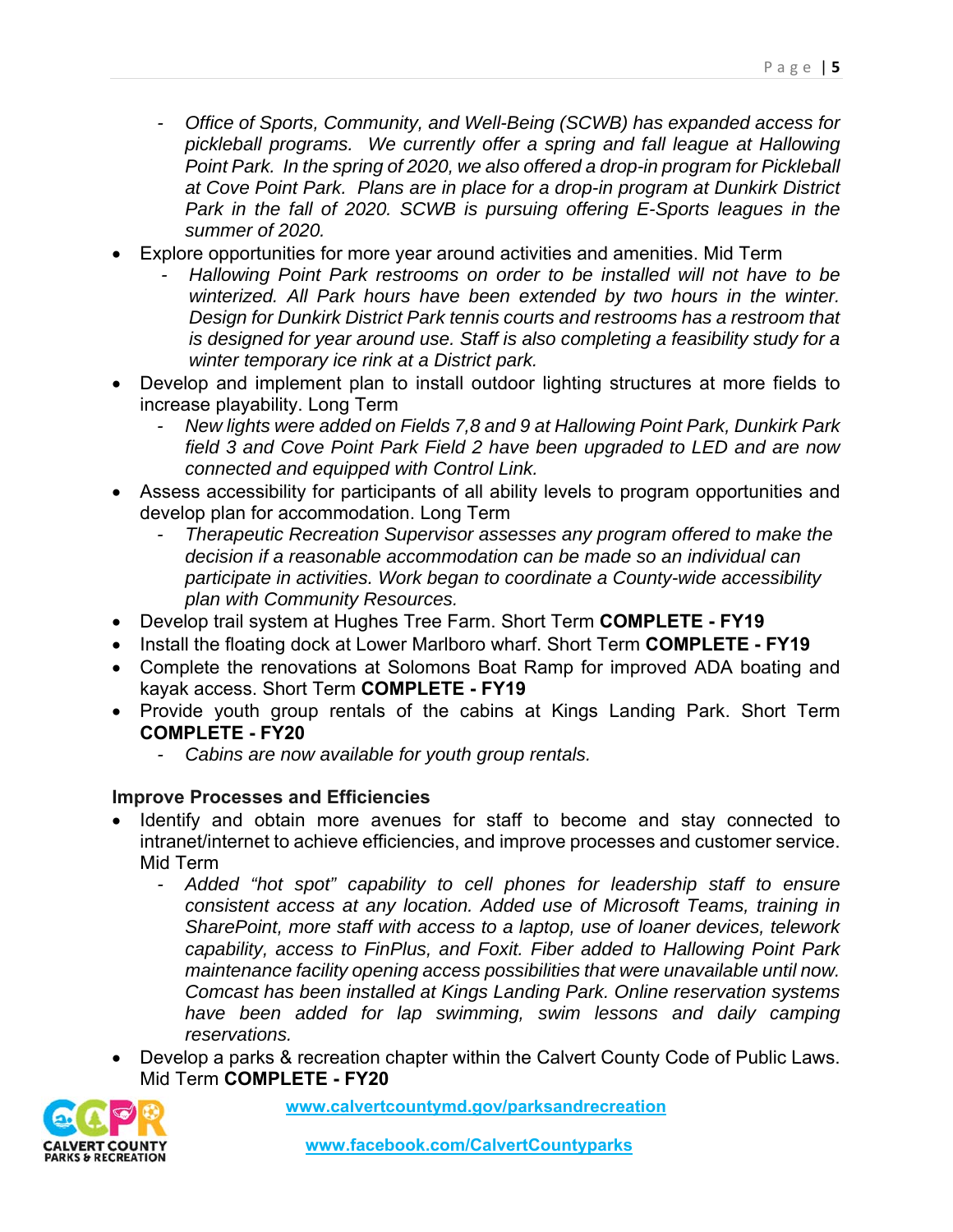- *Office of Sports, Community, and Well-Being (SCWB) has expanded access for pickleball programs. We currently offer a spring and fall league at Hallowing Point Park. In the spring of 2020, we also offered a drop-in program for Pickleball at Cove Point Park. Plans are in place for a drop-in program at Dunkirk District Park in the fall of 2020. SCWB is pursuing offering E-Sports leagues in the summer of 2020.*

- Explore opportunities for more year around activities and amenities. Mid Term
  - *Hallowing Point Park restrooms on order to be installed will not have to be winterized. All Park hours have been extended by two hours in the winter. Design for Dunkirk District Park tennis courts and restrooms has a restroom that is designed for year around use. Staff is also completing a feasibility study for a winter temporary ice rink at a District park.*
- Develop and implement plan to install outdoor lighting structures at more fields to increase playability. Long Term
  - *New lights were added on Fields 7,8 and 9 at Hallowing Point Park, Dunkirk Park field 3 and Cove Point Park Field 2 have been upgraded to LED and are now connected and equipped with Control Link.*
- Assess accessibility for participants of all ability levels to program opportunities and develop plan for accommodation. Long Term
  - *Therapeutic Recreation Supervisor assesses any program offered to make the decision if a reasonable accommodation can be made so an individual can participate in activities. Work began to coordinate a County-wide accessibility plan with Community Resources.*
- Develop trail system at Hughes Tree Farm. Short Term **COMPLETE - FY19**
- Install the floating dock at Lower Marlboro wharf. Short Term **COMPLETE - FY19**
- Complete the renovations at Solomons Boat Ramp for improved ADA boating and kayak access. Short Term **COMPLETE - FY19**
- Provide youth group rentals of the cabins at Kings Landing Park. Short Term **COMPLETE - FY20**
  - *Cabins are now available for youth group rentals.*

**Improve Processes and Efficiencies**

- Identify and obtain more avenues for staff to become and stay connected to intranet/internet to achieve efficiencies, and improve processes and customer service. Mid Term
  - *Added "hot spot" capability to cell phones for leadership staff to ensure consistent access at any location. Added use of Microsoft Teams, training in SharePoint, more staff with access to a laptop, use of loaner devices, telework capability, access to FinPlus, and Foxit. Fiber added to Hallowing Point Park maintenance facility opening access possibilities that were unavailable until now. Comcast has been installed at Kings Landing Park. Online reservation systems have been added for lap swimming, swim lessons and daily camping reservations.*
- Develop a parks & recreation chapter within the Calvert County Code of Public Laws. Mid Term **COMPLETE - FY20**

CALVERT COUNTY PARKS & RECREATION

www.calvertcountymd.gov/parksandrecreation

www.facebook.com/CalvertCountyparks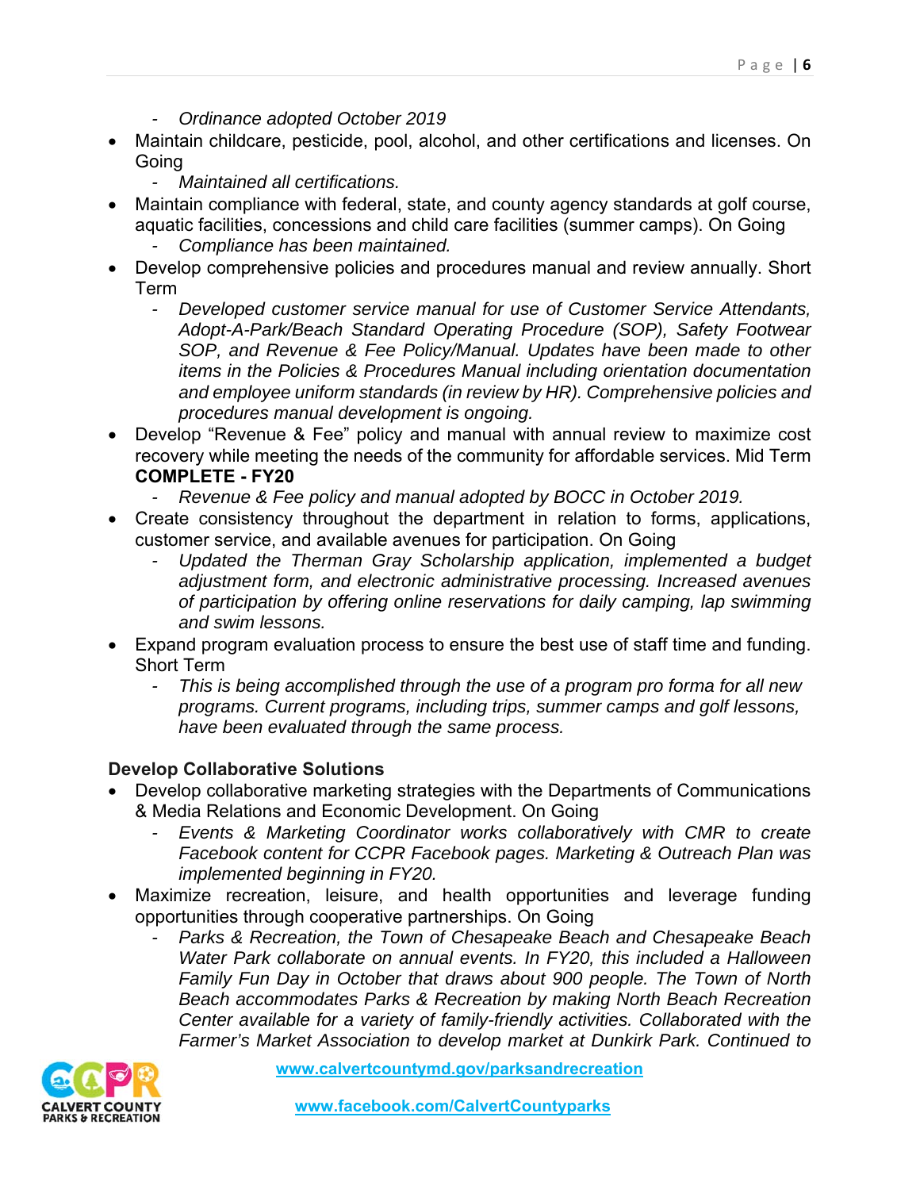- *Ordinance adopted October 2019*

- Maintain childcare, pesticide, pool, alcohol, and other certifications and licenses. On Going
  - *Maintained all certifications.*
- Maintain compliance with federal, state, and county agency standards at golf course, aquatic facilities, concessions and child care facilities (summer camps). On Going
  - *Compliance has been maintained.*
- Develop comprehensive policies and procedures manual and review annually. Short Term
  - *Developed customer service manual for use of Customer Service Attendants, Adopt-A-Park/Beach Standard Operating Procedure (SOP), Safety Footwear SOP, and Revenue & Fee Policy/Manual. Updates have been made to other items in the Policies & Procedures Manual including orientation documentation and employee uniform standards (in review by HR). Comprehensive policies and procedures manual development is ongoing.*
- Develop "Revenue & Fee" policy and manual with annual review to maximize cost recovery while meeting the needs of the community for affordable services. Mid Term **COMPLETE - FY20**
  - *Revenue & Fee policy and manual adopted by BOCC in October 2019.*
- Create consistency throughout the department in relation to forms, applications, customer service, and available avenues for participation. On Going
  - *Updated the Therman Gray Scholarship application, implemented a budget adjustment form, and electronic administrative processing. Increased avenues of participation by offering online reservations for daily camping, lap swimming and swim lessons.*
- Expand program evaluation process to ensure the best use of staff time and funding. Short Term
  - *This is being accomplished through the use of a program pro forma for all new programs. Current programs, including trips, summer camps and golf lessons, have been evaluated through the same process.*

**Develop Collaborative Solutions**

- Develop collaborative marketing strategies with the Departments of Communications & Media Relations and Economic Development. On Going
  - *Events & Marketing Coordinator works collaboratively with CMR to create Facebook content for CCPR Facebook pages. Marketing & Outreach Plan was implemented beginning in FY20.*
- Maximize recreation, leisure, and health opportunities and leverage funding opportunities through cooperative partnerships. On Going
  - *Parks & Recreation, the Town of Chesapeake Beach and Chesapeake Beach Water Park collaborate on annual events. In FY20, this included a Halloween Family Fun Day in October that draws about 900 people. The Town of North Beach accommodates Parks & Recreation by making North Beach Recreation Center available for a variety of family-friendly activities. Collaborated with the Farmer's Market Association to develop market at Dunkirk Park. Continued to*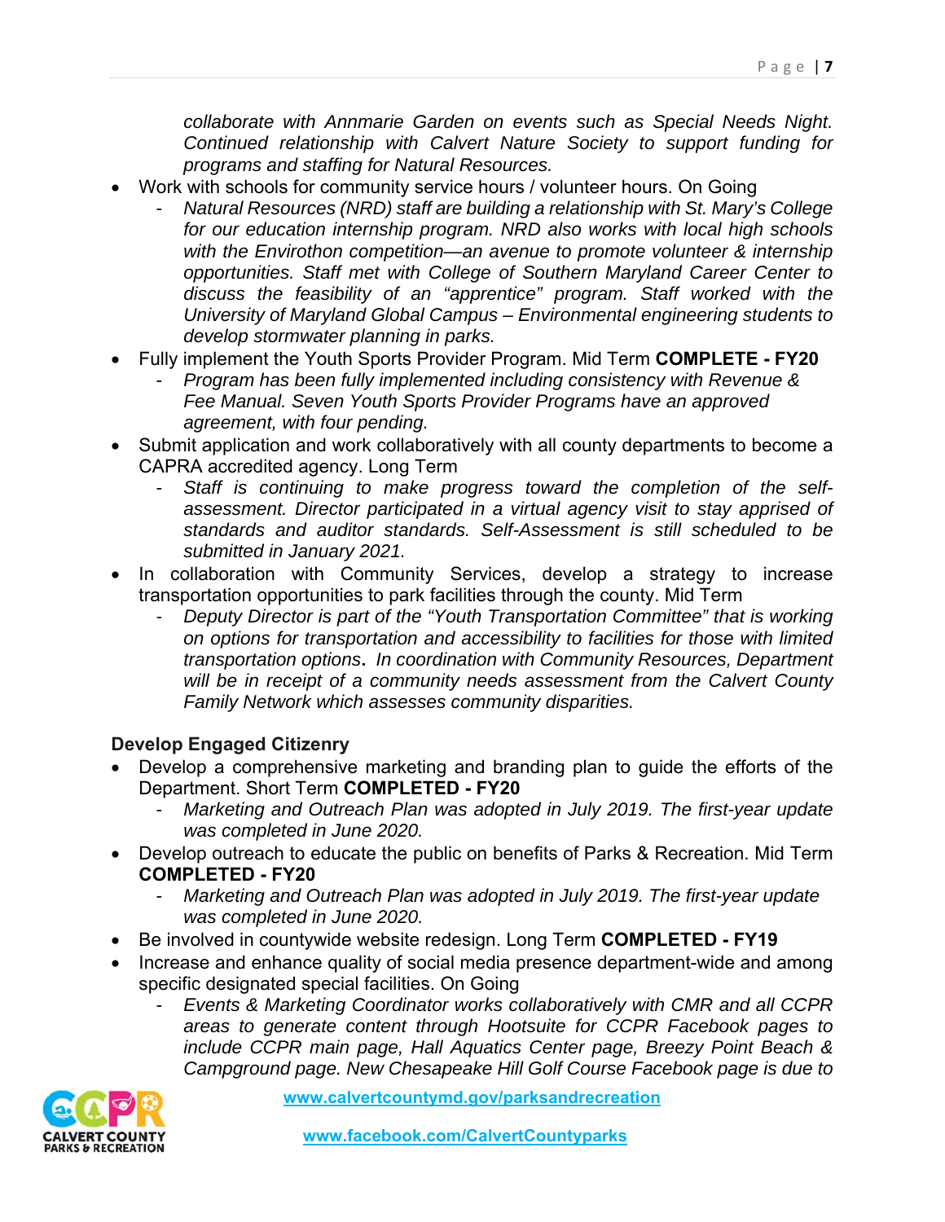*collaborate with Annmarie Garden on events such as Special Needs Night. Continued relationship with Calvert Nature Society to support funding for programs and staffing for Natural Resources.*

- Work with schools for community service hours / volunteer hours. On Going
  - *Natural Resources (NRD) staff are building a relationship with St. Mary's College for our education internship program. NRD also works with local high schools with the Envirothon competition—an avenue to promote volunteer & internship opportunities. Staff met with College of Southern Maryland Career Center to discuss the feasibility of an "apprentice" program. Staff worked with the University of Maryland Global Campus – Environmental engineering students to develop stormwater planning in parks.*
- Fully implement the Youth Sports Provider Program. Mid Term **COMPLETE - FY20**
  - *Program has been fully implemented including consistency with Revenue & Fee Manual. Seven Youth Sports Provider Programs have an approved agreement, with four pending.*
- Submit application and work collaboratively with all county departments to become a CAPRA accredited agency. Long Term
  - *Staff is continuing to make progress toward the completion of the self-assessment. Director participated in a virtual agency visit to stay apprised of standards and auditor standards. Self-Assessment is still scheduled to be submitted in January 2021.*
- In collaboration with Community Services, develop a strategy to increase transportation opportunities to park facilities through the county. Mid Term
  - *Deputy Director is part of the "Youth Transportation Committee" that is working on options for transportation and accessibility to facilities for those with limited transportation options***.** *In coordination with Community Resources, Department will be in receipt of a community needs assessment from the Calvert County Family Network which assesses community disparities.*

**Develop Engaged Citizenry**

- Develop a comprehensive marketing and branding plan to guide the efforts of the Department. Short Term **COMPLETED - FY20**
  - *Marketing and Outreach Plan was adopted in July 2019. The first-year update was completed in June 2020.*
- Develop outreach to educate the public on benefits of Parks & Recreation. Mid Term **COMPLETED - FY20**
  - *Marketing and Outreach Plan was adopted in July 2019. The first-year update was completed in June 2020.*
- Be involved in countywide website redesign. Long Term **COMPLETED - FY19**
- Increase and enhance quality of social media presence department-wide and among specific designated special facilities. On Going
  - *Events & Marketing Coordinator works collaboratively with CMR and all CCPR areas to generate content through Hootsuite for CCPR Facebook pages to include CCPR main page, Hall Aquatics Center page, Breezy Point Beach & Campground page. New Chesapeake Hill Golf Course Facebook page is due to*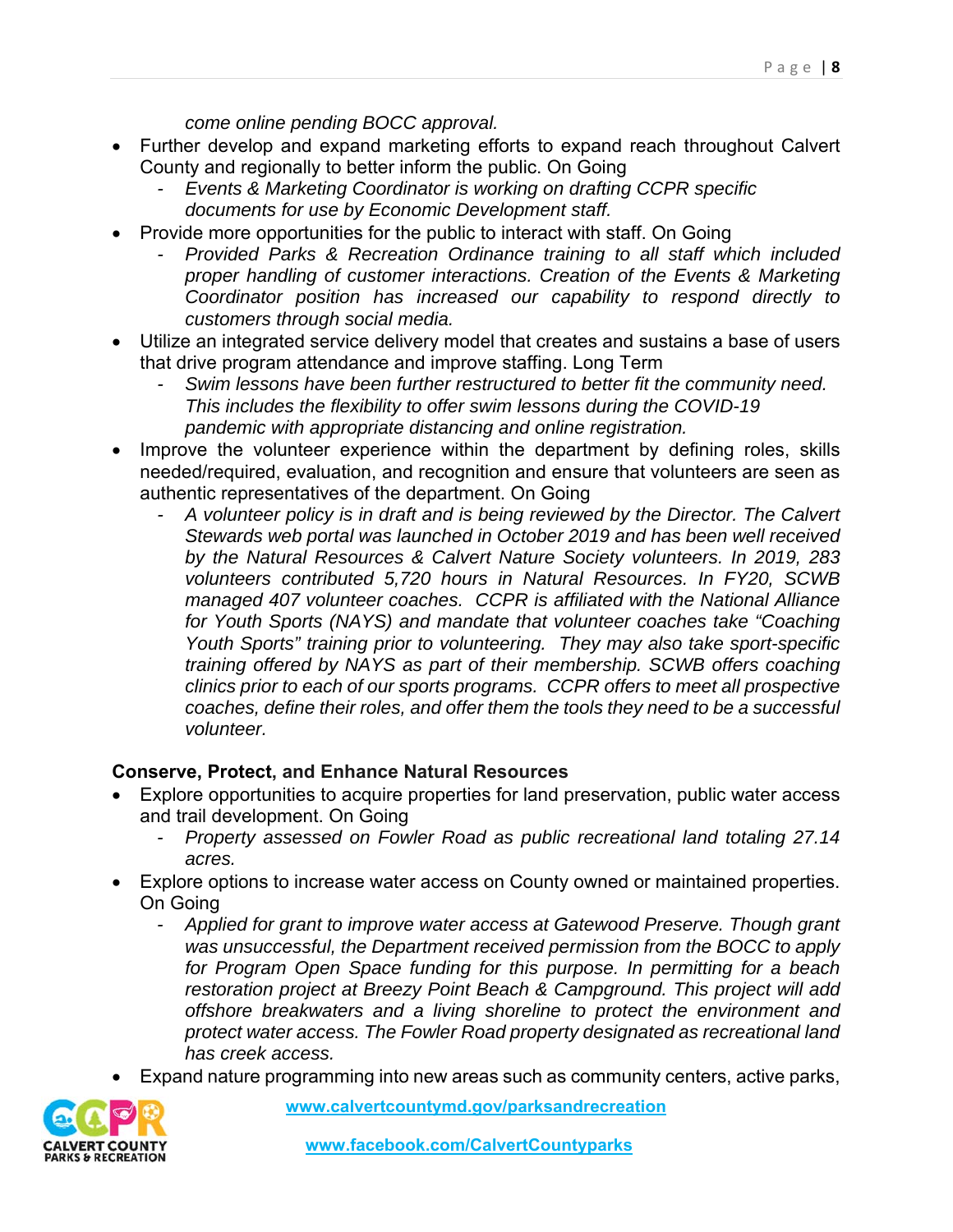*come online pending BOCC approval.*

- Further develop and expand marketing efforts to expand reach throughout Calvert County and regionally to better inform the public. On Going
    - *Events & Marketing Coordinator is working on drafting CCPR specific documents for use by Economic Development staff.*
- Provide more opportunities for the public to interact with staff. On Going
    - *Provided Parks & Recreation Ordinance training to all staff which included proper handling of customer interactions. Creation of the Events & Marketing Coordinator position has increased our capability to respond directly to customers through social media.*
- Utilize an integrated service delivery model that creates and sustains a base of users that drive program attendance and improve staffing. Long Term
    - *Swim lessons have been further restructured to better fit the community need. This includes the flexibility to offer swim lessons during the COVID-19 pandemic with appropriate distancing and online registration.*
- Improve the volunteer experience within the department by defining roles, skills needed/required, evaluation, and recognition and ensure that volunteers are seen as authentic representatives of the department. On Going
    - *A volunteer policy is in draft and is being reviewed by the Director. The Calvert Stewards web portal was launched in October 2019 and has been well received by the Natural Resources & Calvert Nature Society volunteers. In 2019, 283 volunteers contributed 5,720 hours in Natural Resources. In FY20, SCWB managed 407 volunteer coaches. CCPR is affiliated with the National Alliance for Youth Sports (NAYS) and mandate that volunteer coaches take "Coaching Youth Sports" training prior to volunteering. They may also take sport-specific training offered by NAYS as part of their membership. SCWB offers coaching clinics prior to each of our sports programs. CCPR offers to meet all prospective coaches, define their roles, and offer them the tools they need to be a successful volunteer.*

**Conserve, Protect, and Enhance Natural Resources**

- Explore opportunities to acquire properties for land preservation, public water access and trail development. On Going
    - *Property assessed on Fowler Road as public recreational land totaling 27.14 acres.*
- Explore options to increase water access on County owned or maintained properties. On Going
    - *Applied for grant to improve water access at Gatewood Preserve. Though grant was unsuccessful, the Department received permission from the BOCC to apply for Program Open Space funding for this purpose. In permitting for a beach restoration project at Breezy Point Beach & Campground. This project will add offshore breakwaters and a living shoreline to protect the environment and protect water access. The Fowler Road property designated as recreational land has creek access.*
- Expand nature programming into new areas such as community centers, active parks,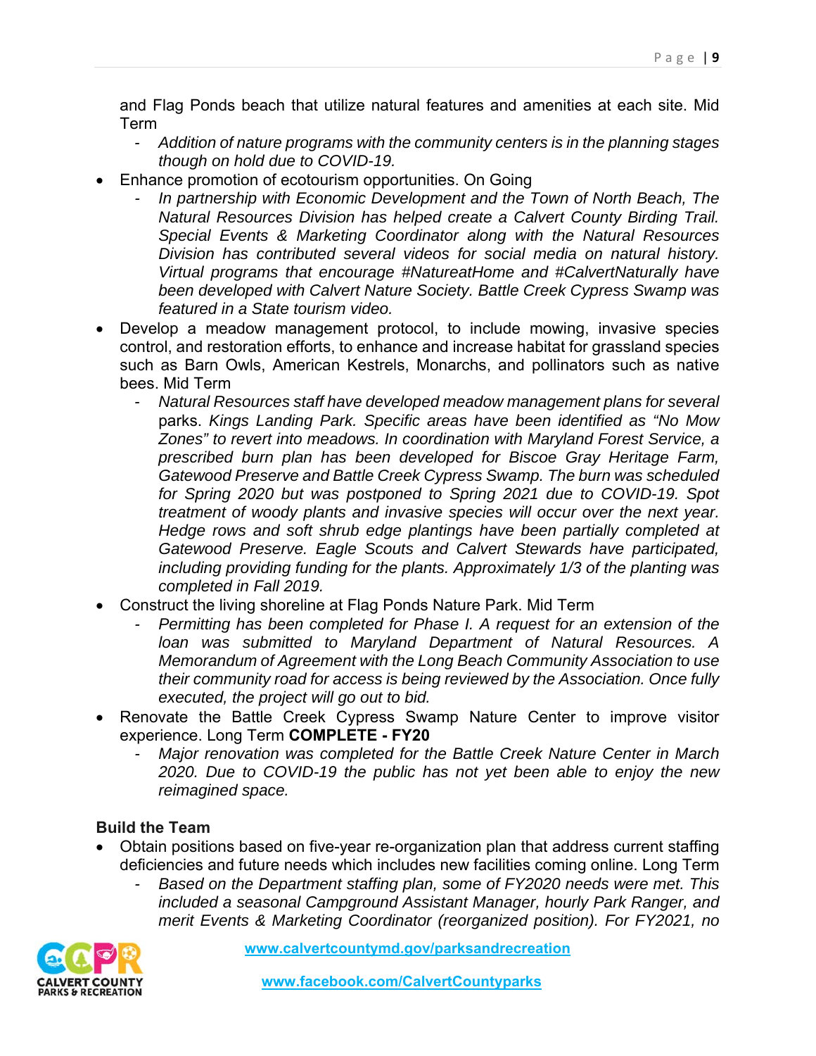and Flag Ponds beach that utilize natural features and amenities at each site. Mid Term
  - *Addition of nature programs with the community centers is in the planning stages though on hold due to COVID-19.*
- Enhance promotion of ecotourism opportunities. On Going
  - *In partnership with Economic Development and the Town of North Beach, The Natural Resources Division has helped create a Calvert County Birding Trail. Special Events & Marketing Coordinator along with the Natural Resources Division has contributed several videos for social media on natural history. Virtual programs that encourage #NatureatHome and #CalvertNaturally have been developed with Calvert Nature Society. Battle Creek Cypress Swamp was featured in a State tourism video.*
- Develop a meadow management protocol, to include mowing, invasive species control, and restoration efforts, to enhance and increase habitat for grassland species such as Barn Owls, American Kestrels, Monarchs, and pollinators such as native bees. Mid Term
  - *Natural Resources staff have developed meadow management plans for several* parks. *Kings Landing Park. Specific areas have been identified as "No Mow Zones" to revert into meadows. In coordination with Maryland Forest Service, a prescribed burn plan has been developed for Biscoe Gray Heritage Farm, Gatewood Preserve and Battle Creek Cypress Swamp. The burn was scheduled for Spring 2020 but was postponed to Spring 2021 due to COVID-19. Spot treatment of woody plants and invasive species will occur over the next year. Hedge rows and soft shrub edge plantings have been partially completed at Gatewood Preserve. Eagle Scouts and Calvert Stewards have participated, including providing funding for the plants. Approximately 1/3 of the planting was completed in Fall 2019.*
- Construct the living shoreline at Flag Ponds Nature Park. Mid Term
  - *Permitting has been completed for Phase I. A request for an extension of the loan was submitted to Maryland Department of Natural Resources. A Memorandum of Agreement with the Long Beach Community Association to use their community road for access is being reviewed by the Association. Once fully executed, the project will go out to bid.*
- Renovate the Battle Creek Cypress Swamp Nature Center to improve visitor experience. Long Term **COMPLETE - FY20**
  - *Major renovation was completed for the Battle Creek Nature Center in March 2020. Due to COVID-19 the public has not yet been able to enjoy the new reimagined space.*

**Build the Team**

- Obtain positions based on five-year re-organization plan that address current staffing deficiencies and future needs which includes new facilities coming online. Long Term
  - *Based on the Department staffing plan, some of FY2020 needs were met. This included a seasonal Campground Assistant Manager, hourly Park Ranger, and merit Events & Marketing Coordinator (reorganized position). For FY2021, no*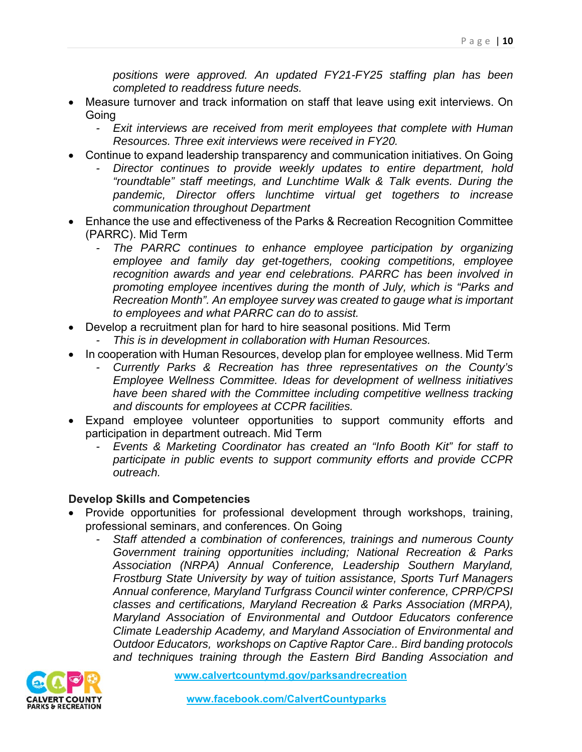*positions were approved. An updated FY21-FY25 staffing plan has been completed to readdress future needs.*

- Measure turnover and track information on staff that leave using exit interviews. On Going
  - *Exit interviews are received from merit employees that complete with Human Resources. Three exit interviews were received in FY20.*
- Continue to expand leadership transparency and communication initiatives. On Going
  - *Director continues to provide weekly updates to entire department, hold "roundtable" staff meetings, and Lunchtime Walk & Talk events. During the pandemic, Director offers lunchtime virtual get togethers to increase communication throughout Department*
- Enhance the use and effectiveness of the Parks & Recreation Recognition Committee (PARRC). Mid Term
  - *The PARRC continues to enhance employee participation by organizing employee and family day get-togethers, cooking competitions, employee recognition awards and year end celebrations. PARRC has been involved in promoting employee incentives during the month of July, which is "Parks and Recreation Month". An employee survey was created to gauge what is important to employees and what PARRC can do to assist.*
- Develop a recruitment plan for hard to hire seasonal positions. Mid Term
  - *This is in development in collaboration with Human Resources.*
- In cooperation with Human Resources, develop plan for employee wellness. Mid Term
  - *Currently Parks & Recreation has three representatives on the County's Employee Wellness Committee. Ideas for development of wellness initiatives have been shared with the Committee including competitive wellness tracking and discounts for employees at CCPR facilities.*
- Expand employee volunteer opportunities to support community efforts and participation in department outreach. Mid Term
  - *Events & Marketing Coordinator has created an "Info Booth Kit" for staff to participate in public events to support community efforts and provide CCPR outreach.*

**Develop Skills and Competencies**

- Provide opportunities for professional development through workshops, training, professional seminars, and conferences. On Going
  - *Staff attended a combination of conferences, trainings and numerous County Government training opportunities including; National Recreation & Parks Association (NRPA) Annual Conference, Leadership Southern Maryland, Frostburg State University by way of tuition assistance, Sports Turf Managers Annual conference, Maryland Turfgrass Council winter conference, CPRP/CPSI classes and certifications, Maryland Recreation & Parks Association (MRPA), Maryland Association of Environmental and Outdoor Educators conference Climate Leadership Academy, and Maryland Association of Environmental and Outdoor Educators, workshops on Captive Raptor Care.. Bird banding protocols and techniques training through the Eastern Bird Banding Association and*

www.calvertcountymd.gov/parksandrecreation

www.facebook.com/CalvertCountyparks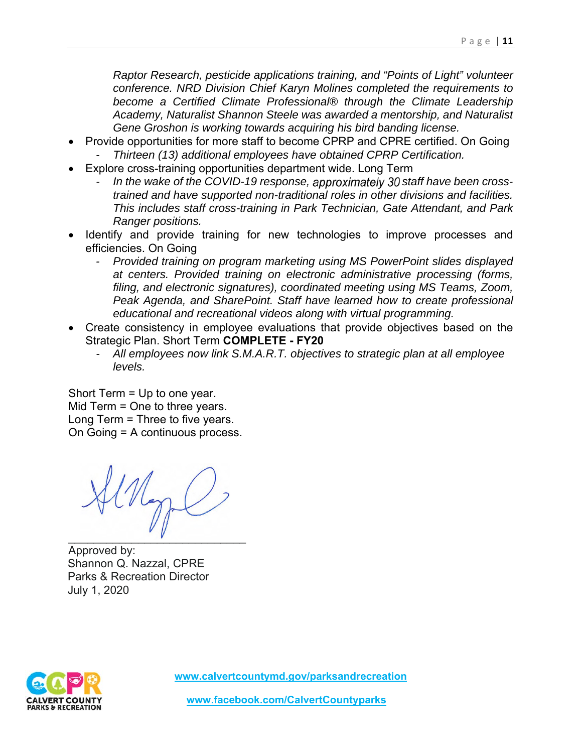*Raptor Research, pesticide applications training, and "Points of Light" volunteer conference. NRD Division Chief Karyn Molines completed the requirements to become a Certified Climate Professional® through the Climate Leadership Academy, Naturalist Shannon Steele was awarded a mentorship, and Naturalist Gene Groshon is working towards acquiring his bird banding license.*

- Provide opportunities for more staff to become CPRP and CPRE certified. On Going
  - *Thirteen (13) additional employees have obtained CPRP Certification.*
- Explore cross-training opportunities department wide. Long Term
  - *In the wake of the COVID-19 response, approximately 30 staff have been cross-trained and have supported non-traditional roles in other divisions and facilities. This includes staff cross-training in Park Technician, Gate Attendant, and Park Ranger positions.*
- Identify and provide training for new technologies to improve processes and efficiencies. On Going
  - *Provided training on program marketing using MS PowerPoint slides displayed at centers. Provided training on electronic administrative processing (forms, filing, and electronic signatures), coordinated meeting using MS Teams, Zoom, Peak Agenda, and SharePoint. Staff have learned how to create professional educational and recreational videos along with virtual programming.*
- Create consistency in employee evaluations that provide objectives based on the Strategic Plan. Short Term **COMPLETE - FY20**
  - *All employees now link S.M.A.R.T. objectives to strategic plan at all employee levels.*

Short Term = Up to one year.
Mid Term = One to three years.
Long Term = Three to five years.
On Going = A continuous process.

\_\_\_\_\_\_\_\_\_\_\_\_\_\_\_\_\_\_\_\_\_\_\_\_\_\_\_\_
Approved by:
Shannon Q. Nazzal, CPRE
Parks & Recreation Director
July 1, 2020

CALVERT COUNTY PARKS & RECREATION

www.calvertcountymd.gov/parksandrecreation

www.facebook.com/CalvertCountyparks